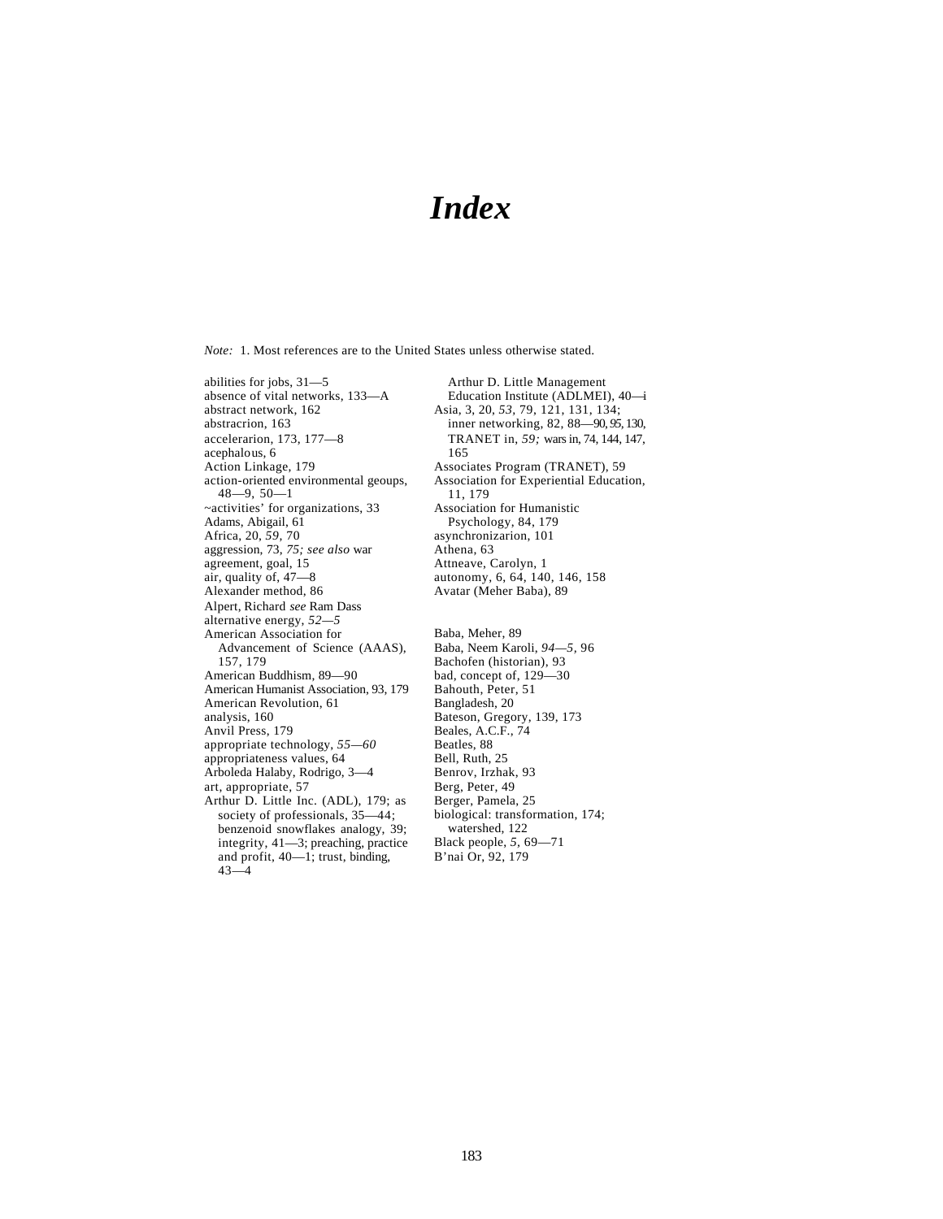# *Index*

*Note:* 1. Most references are to the United States unless otherwise stated.

abilities for jobs, 31—5
absence of vital networks, 133—A
abstract network, 162
abstracrion, 163
accelerarion, 173, 177—8
acephalous, 6
Action Linkage, 179
action-oriented environmental geoups, 48—9, 50—1
~activities' for organizations, 33
Adams, Abigail, 61
Africa, 20, *59*, 70
aggression, 73, *75; see also* war
agreement, goal, 15
air, quality of, 47—8
Alexander method, 86
Alpert, Richard *see* Ram Dass
alternative energy, *52—5*
American Association for Advancement of Science (AAAS), 157, 179
American Buddhism, 89—90
American Humanist Association, 93, 179
American Revolution, 61
analysis, 160
Anvil Press, 179
appropriate technology, *55—60*
appropriateness values, 64
Arboleda Halaby, Rodrigo, 3—4
art, appropriate, 57
Arthur D. Little Inc. (ADL), 179; as society of professionals, 35—44; benzenoid snowflakes analogy, 39; integrity, 41—3; preaching, practice and profit, 40—1; trust, binding, 43—4
Arthur D. Little Management Education Institute (ADLMEI), 40—i
Asia, 3, 20, *53*, 79, 121, 131, 134; inner networking, 82, 88—90, 95, 130, TRANET in, *59;* wars in, 74, 144, 147, 165
Associates Program (TRANET), 59
Association for Experiential Education, 11, 179
Association for Humanistic Psychology, 84, 179
asynchronizarion, 101
Athena, 63
Attneave, Carolyn, 1
autonomy, 6, 64, 140, 146, 158
Avatar (Meher Baba), 89

Baba, Meher, 89
Baba, Neem Karoli, *94—5,* 96
Bachofen (historian), 93
bad, concept of, 129—30
Bahouth, Peter, 51
Bangladesh, 20
Bateson, Gregory, 139, 173
Beales, A.C.F., 74
Beatles, 88
Bell, Ruth, 25
Benrov, Irzhak, 93
Berg, Peter, 49
Berger, Pamela, 25
biological: transformation, 174; watershed, 122
Black people, *5,* 69—71
B'nai Or, 92, 179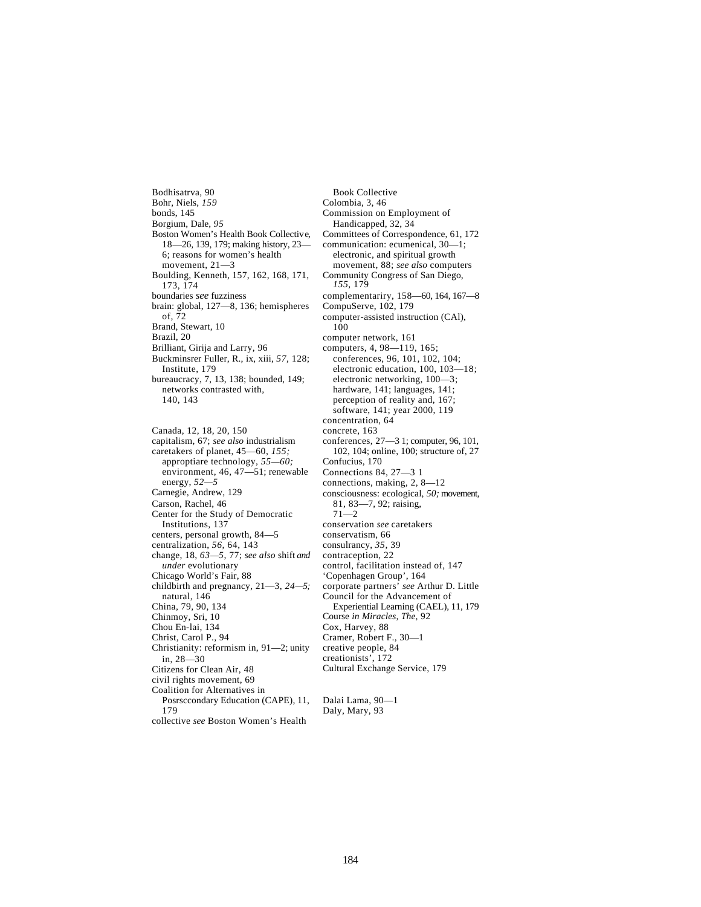Bodhisatrva, 90
Bohr, Niels, *159*
bonds, 145
Borgium, Dale, *95*
Boston Women's Health Book Collective, 18—26, 139, 179; making history, 23—6; reasons for women's health movement, 21—3
Boulding, Kenneth, 157, 162, 168, 171, 173, 174
boundaries *see* fuzziness
brain: global, 127—8, 136; hemispheres of, 72
Brand, Stewart, 10
Brazil, 20
Brilliant, Girija and Larry, 96
Buckminsrer Fuller, R., ix, xiii, *57*, 128; Institute, 179
bureaucracy, 7, 13, 138; bounded, 149; networks contrasted with, 140, 143

Canada, 12, 18, 20, 150
capitalism, 67; *see also* industrialism
caretakers of planet, 45—60, *155;* approptiare technology, *55—60;* environment, 46, 47—51; renewable energy, *52—5*
Carnegie, Andrew, 129
Carson, Rachel, 46
Center for the Study of Democratic Institutions, 137
centers, personal growth, 84—5
centralization, *56*, 64, 143
change, 18, *63—5*, 77; *see also* shift *and under* evolutionary
Chicago World's Fair, 88
childbirth and pregnancy, 21—3, *24—5;* natural, 146
China, 79, 90, 134
Chinmoy, Sri, 10
Chou En-lai, 134
Christ, Carol P., 94
Christianity: reformism in, 91—2; unity in, 28—30
Citizens for Clean Air, 48
civil rights movement, 69
Coalition for Alternatives in Posrsccondary Education (CAPE), 11, 179
collective *see* Boston Women's Health Book Collective
Colombia, 3, 46
Commission on Employment of Handicapped, 32, 34
Committees of Correspondence, 61, 172
communication: ecumenical, 30—1; electronic, and spiritual growth movement, 88; *see also* computers
Community Congress of San Diego, *155*, 179
complementariry, 158—60, 164, 167—8
CompuServe, 102, 179
computer-assisted instruction (CAl), 100
computer network, 161
computers, 4, 98—119, 165; conferences, 96, 101, 102, 104; electronic education, 100, 103—18; electronic networking, 100—3; hardware, 141; languages, 141; perception of reality and, 167; software, 141; year 2000, 119
concentration, 64
concrete, 163
conferences, 27—3 1; computer, 96, 101, 102, 104; online, 100; structure of, 27
Confucius, 170
Connections 84, 27—3 1
connections, making, 2, 8—12
consciousness: ecological, *50;* movement, 81, 83—7, 92; raising, 71—2
conservation *see* caretakers
conservatism, 66
consulrancy, *35*, 39
contraception, 22
control, facilitation instead of, 147
'Copenhagen Group', 164
corporate partners' *see* Arthur D. Little
Council for the Advancement of Experiential Learning (CAEL), 11, 179
Course *in Miracles, The*, 92
Cox, Harvey, 88
Cramer, Robert F., 30—1
creative people, 84
creationists', 172
Cultural Exchange Service, 179

Dalai Lama, 90—1
Daly, Mary, 93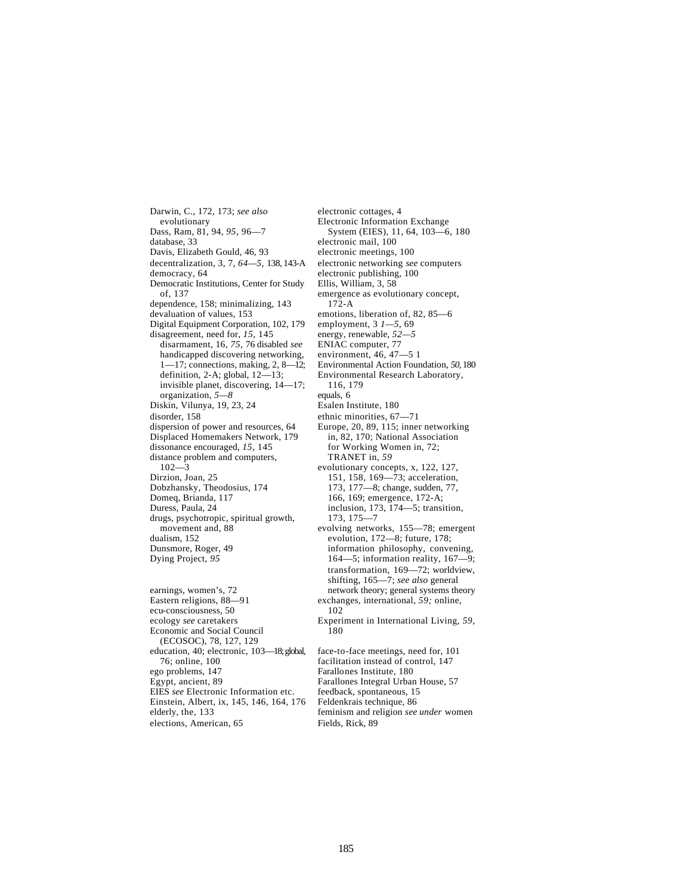Darwin, C., 172, 173; *see also* evolutionary
Dass, Ram, 81, 94, *95*, 96—7
database, 33
Davis, Elizabeth Gould, 46, 93
decentralization, 3, 7, *64—5*, 138, 143-A
democracy, 64
Democratic Institutions, Center for Study of, 137
dependence, 158; minimalizing, 143
devaluation of values, 153
Digital Equipment Corporation, 102, 179
disagreement, need for, *15*, 145
disarmament, 16, *75*, 76 disabled *see* handicapped discovering networking, 1—17; connections, making, 2, 8—12; definition, 2-A; global, 12—13; invisible planet, discovering, 14—17; organization, *5—8*
Diskin, Vilunya, 19, 23, 24
disorder, 158
dispersion of power and resources, 64
Displaced Homemakers Network, 179
dissonance encouraged, *15*, 145
distance problem and computers, 102—3
Dirzion, Joan, 25
Dobzhansky, Theodosius, 174
Domeq, Brianda, 117
Duress, Paula, 24
drugs, psychotropic, spiritual growth, movement and, 88
dualism, 152
Dunsmore, Roger, 49
Dying Project, *95*

earnings, women's, 72
Eastern religions, 88—91
ecu-consciousness, 50
ecology *see* caretakers
Economic and Social Council (ECOSOC), 78, 127, 129
education, 40; electronic, 103—18; global, 76; online, 100
ego problems, 147
Egypt, ancient, 89
EIES *see* Electronic Information etc.
Einstein, Albert, ix, 145, 146, 164, 176
elderly, the, 133
elections, American, 65

electronic cottages, 4
Electronic Information Exchange System (EIES), 11, 64, 103—6, 180
electronic mail, 100
electronic meetings, 100
electronic networking *see* computers
electronic publishing, 100
Ellis, William, 3, 58
emergence as evolutionary concept, 172-A
emotions, liberation of, 82, 85—6
employment, 3 *1—5*, 69
energy, renewable, *52—5*
ENIAC computer, 77
environment, 46, 47—5 1
Environmental Action Foundation, *50*, 180
Environmental Research Laboratory, 116, 179
equals, 6
Esalen Institute, 180
ethnic minorities, 67—71
Europe, 20, 89, 115; inner networking in, 82, 170; National Association for Working Women in, 72; TRANET in, *59*
evolutionary concepts, x, 122, 127, 151, 158, 169—73; acceleration, 173, 177—8; change, sudden, 77, 166, 169; emergence, 172-A; inclusion, 173, 174—5; transition, 173, 175—7
evolving networks, 155—78; emergent evolution, 172—8; future, 178; information philosophy, convening, 164—5; information reality, 167—9; transformation, 169—72; worldview, shifting, 165—7; *see also* general network theory; general systems theory
exchanges, international, *59;* online, 102
Experiment in International Living, *59*, 180

face-to-face meetings, need for, 101
facilitation instead of control, 147
Farallones Institute, 180
Farallones Integral Urban House, 57
feedback, spontaneous, 15
Feldenkrais technique, 86
feminism and religion *see under* women
Fields, Rick, 89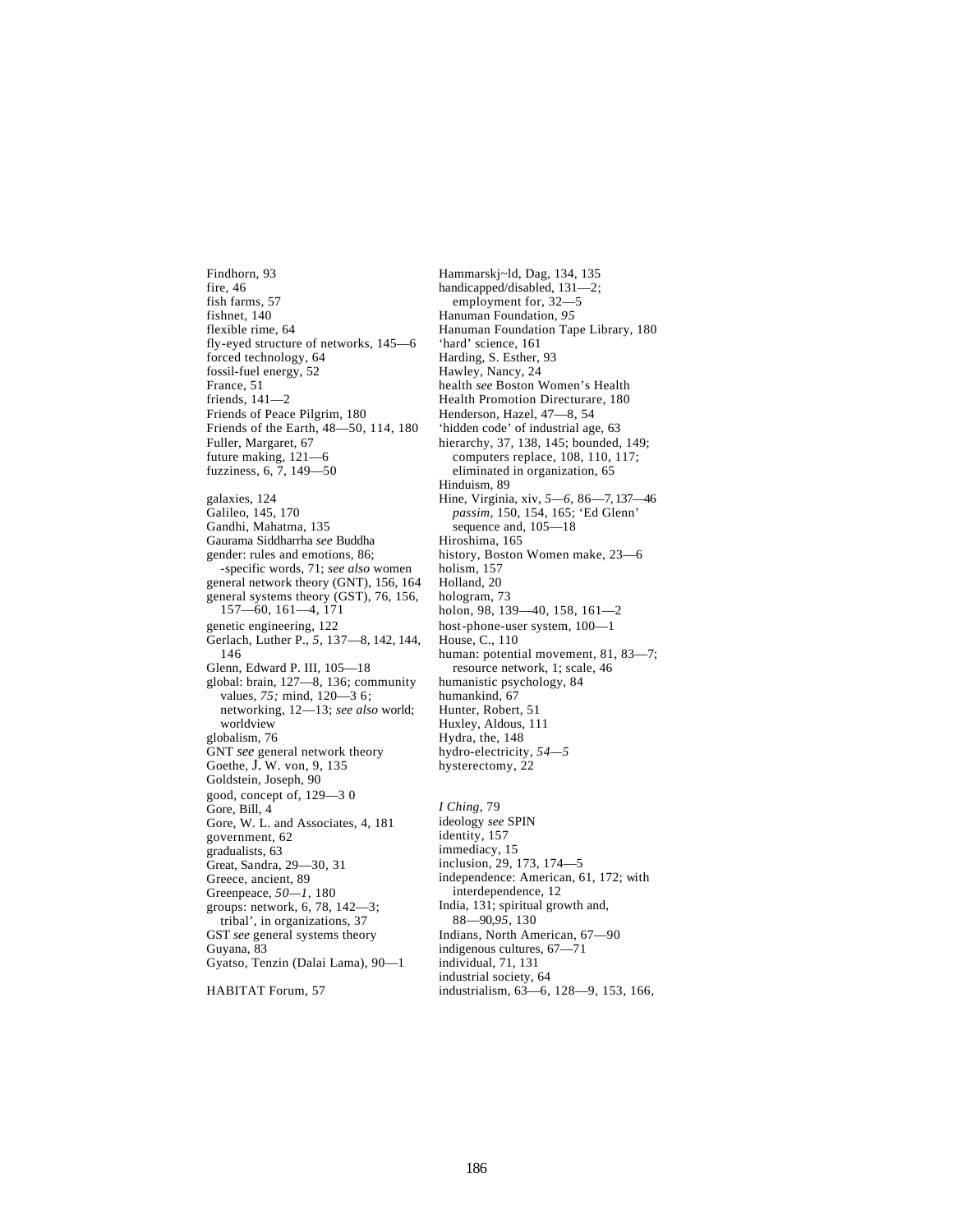Findhorn, 93
fire, 46
fish farms, 57
fishnet, 140
flexible rime, 64
fly-eyed structure of networks, 145—6
forced technology, 64
fossil-fuel energy, 52
France, 51
friends, 141—2
Friends of Peace Pilgrim, 180
Friends of the Earth, 48—50, 114, 180
Fuller, Margaret, 67
future making, 121—6
fuzziness, 6, 7, 149—50

galaxies, 124
Galileo, 145, 170
Gandhi, Mahatma, 135
Gaurama Siddharrha *see* Buddha
gender: rules and emotions, 86;
  -specific words, 71; *see also* women
general network theory (GNT), 156, 164
general systems theory (GST), 76, 156,
  157—60, 161—4, 171
genetic engineering, 122
Gerlach, Luther P., *5,* 137—8, 142, 144,
  146
Glenn, Edward P. III, 105—18
global: brain, 127—8, 136; community
  values, *75;* mind, 120—3 6;
  networking, 12—13; *see also* world;
  worldview
globalism, 76
GNT *see* general network theory
Goethe, J. W. von, 9, 135
Goldstein, Joseph, 90
good, concept of, 129—3 0
Gore, Bill, 4
Gore, W. L. and Associates, 4, 181
government, 62
gradualists, 63
Great, Sandra, 29—30, 31
Greece, ancient, 89
Greenpeace, *50—1,* 180
groups: network, 6, 78, 142—3;
  tribal', in organizations, 37
GST *see* general systems theory
Guyana, 83
Gyatso, Tenzin (Dalai Lama), 90—1

HABITAT Forum, 57

Hammarskj~ld, Dag, 134, 135
handicapped/disabled, 131—2;
  employment for, 32—5
Hanuman Foundation, *95*
Hanuman Foundation Tape Library, 180
'hard' science, 161
Harding, S. Esther, 93
Hawley, Nancy, 24
health *see* Boston Women's Health
Health Promotion Directurare, 180
Henderson, Hazel, 47—8, 54
'hidden code' of industrial age, 63
hierarchy, 37, 138, 145; bounded, 149;
  computers replace, 108, 110, 117;
  eliminated in organization, 65
Hinduism, 89
Hine, Virginia, xiv, *5—6,* 86—7, 137—46
  *passim,* 150, 154, 165; 'Ed Glenn'
  sequence and, 105—18
Hiroshima, 165
history, Boston Women make, 23—6
holism, 157
Holland, 20
hologram, 73
holon, 98, 139—40, 158, 161—2
host-phone-user system, 100—1
House, C., 110
human: potential movement, 81, 83—7;
  resource network, 1; scale, 46
humanistic psychology, 84
humankind, 67
Hunter, Robert, 51
Huxley, Aldous, 111
Hydra, the, 148
hydro-electricity, *54—5*
hysterectomy, 22

*I Ching,* 79
ideology *see* SPIN
identity, 157
immediacy, 15
inclusion, 29, 173, 174—5
independence: American, 61, 172; with
  interdependence, 12
India, 131; spiritual growth and,
  88—90,*95,* 130
Indians, North American, 67—90
indigenous cultures, 67—71
individual, 71, 131
industrial society, 64
industrialism, 63—6, 128—9, 153, 166,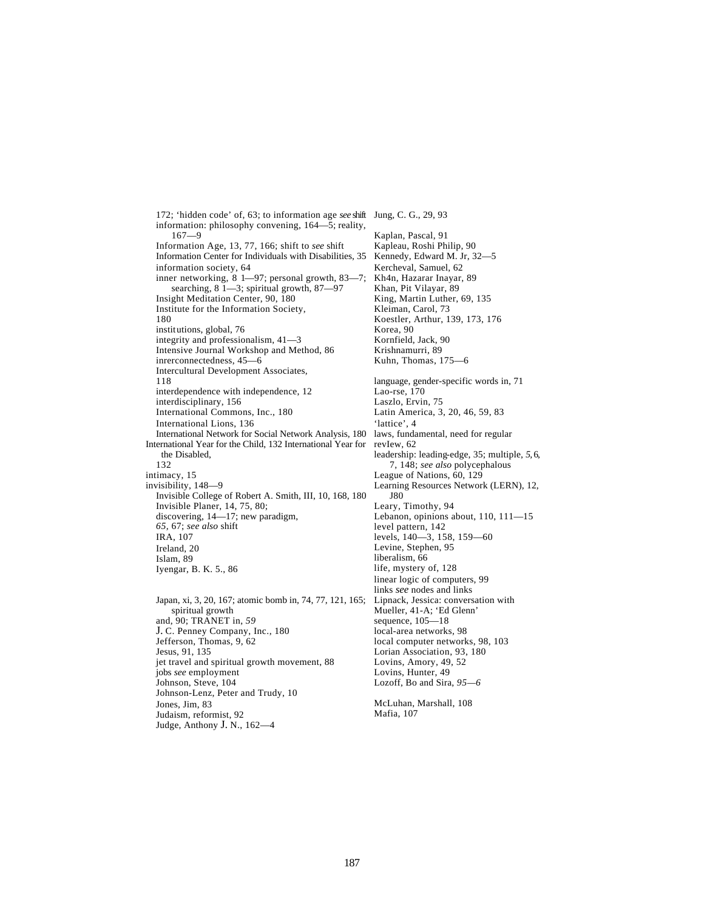172; 'hidden code' of, 63; to information age *see* shift
information: philosophy convening, 164—5; reality, 167—9
Information Age, 13, 77, 166; shift to *see* shift
Information Center for Individuals with Disabilities, 35
information society, 64
inner networking, 8 1—97; personal growth, 83—7; searching, 8 1—3; spiritual growth, 87—97
Insight Meditation Center, 90, 180
Institute for the Information Society, 180
institutions, global, 76
integrity and professionalism, 41—3
Intensive Journal Workshop and Method, 86
inrerconnectedness, 45—6
Intercultural Development Associates, 118
interdependence with independence, 12
interdisciplinary, 156
International Commons, Inc., 180
International Lions, 136
International Network for Social Network Analysis, 180
International Year for the Child, 132 International Year for the Disabled, 132
intimacy, 15
invisibility, 148—9
Invisible College of Robert A. Smith, III, 10, 168, 180
Invisible Planer, 14, 75, 80; discovering, 14—17; new paradigm, *65*, 67; *see also* shift
IRA, 107
Ireland, 20
Islam, 89
Iyengar, B. K. 5., 86

Japan, xi, 3, 20, 167; atomic bomb in, 74, 77, 121, 165; spiritual growth and, 90; TRANET in, *59*
J. C. Penney Company, Inc., 180
Jefferson, Thomas, 9, 62
Jesus, 91, 135
jet travel and spiritual growth movement, 88
jobs *see* employment
Johnson, Steve, 104
Johnson-Lenz, Peter and Trudy, 10
Jones, Jim, 83
Judaism, reformist, 92
Judge, Anthony J. N., 162—4
Jung, C. G., 29, 93

Kaplan, Pascal, 91
Kapleau, Roshi Philip, 90
Kennedy, Edward M. Jr, 32—5
Kercheval, Samuel, 62
Kh4n, Hazarar Inayar, 89
Khan, Pit Vilayar, 89
King, Martin Luther, 69, 135
Kleiman, Carol, 73
Koestler, Arthur, 139, 173, 176
Korea, 90
Kornfield, Jack, 90
Krishnamurri, 89
Kuhn, Thomas, 175—6

language, gender-specific words in, 71
Lao-rse, 170
Laszlo, Ervin, 75
Latin America, 3, 20, 46, 59, 83
'lattice', 4
laws, fundamental, need for regular revIew, 62
leadership: leading-edge, 35; multiple, *5*, *6*, 7, 148; *see also* polycephalous
League of Nations, 60, 129
Learning Resources Network (LERN), 12, J80
Leary, Timothy, 94
Lebanon, opinions about, 110, 111—15
level pattern, 142
levels, 140—3, 158, 159—60
Levine, Stephen, 95
liberalism, 66
life, mystery of, 128
linear logic of computers, 99
links *see* nodes and links
Lipnack, Jessica: conversation with Mueller, 41-A; 'Ed Glenn' sequence, 105—18
local-area networks, 98
local computer networks, 98, 103
Lorian Association, 93, 180
Lovins, Amory, 49, 52
Lovins, Hunter, 49
Lozoff, Bo and Sira, *95—6*

McLuhan, Marshall, 108
Mafia, 107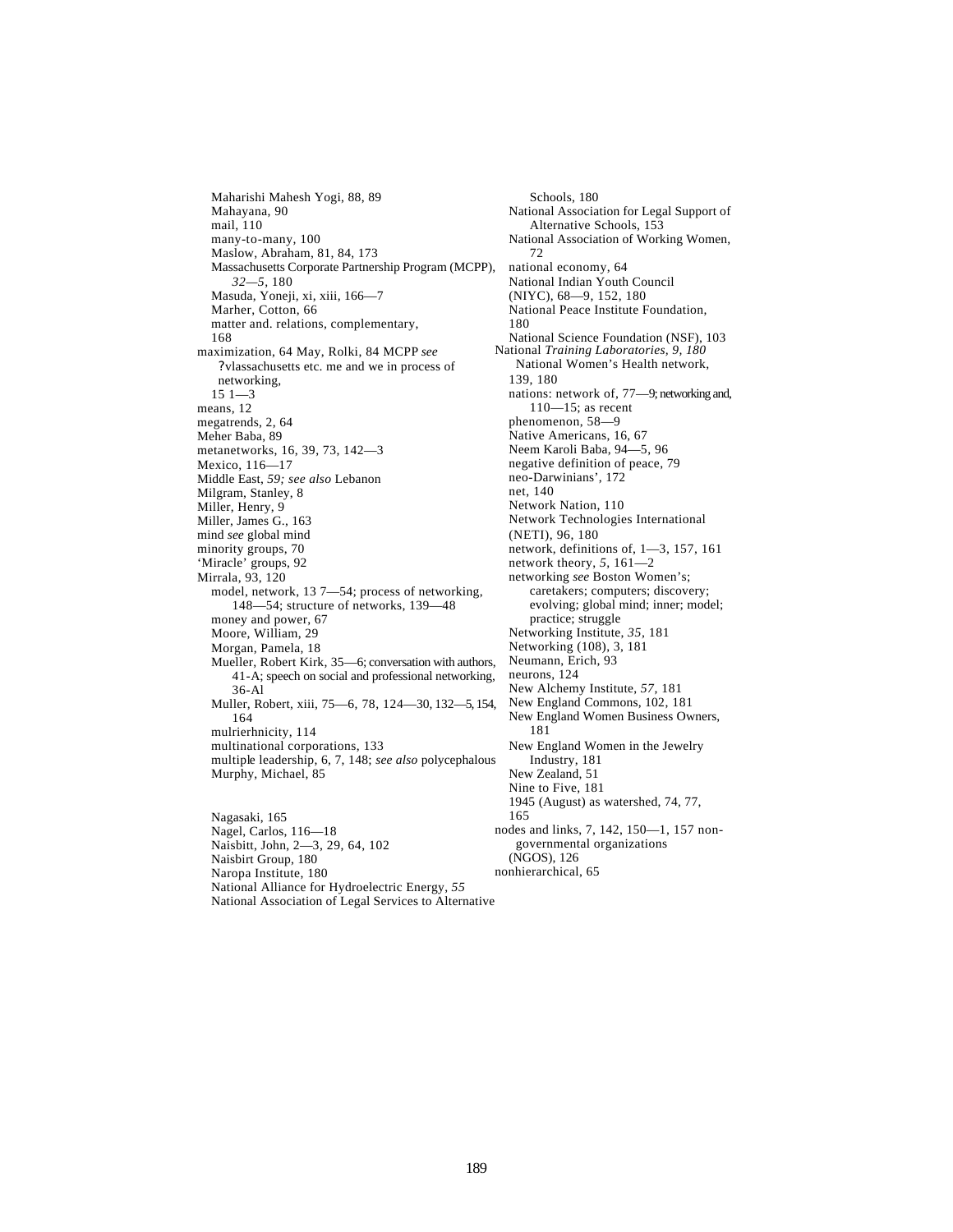Maharishi Mahesh Yogi, 88, 89
Mahayana, 90
mail, 110
many-to-many, 100
Maslow, Abraham, 81, 84, 173
Massachusetts Corporate Partnership Program (MCPP), *32—5*, 180
Masuda, Yoneji, xi, xiii, 166—7
Marher, Cotton, 66
matter and. relations, complementary, 168
maximization, 64 May, Rolki, 84 MCPP *see* ?vlassachusetts etc. me and we in process of networking, 15 1—3
means, 12
megatrends, 2, 64
Meher Baba, 89
metanetworks, 16, 39, 73, 142—3
Mexico, 116—17
Middle East, *59; see also* Lebanon
Milgram, Stanley, 8
Miller, Henry, 9
Miller, James G., 163
mind *see* global mind
minority groups, 70
'Miracle' groups, 92
Mirrala, 93, 120
model, network, 13 7—54; process of networking, 148—54; structure of networks, 139—48
money and power, 67
Moore, William, 29
Morgan, Pamela, 18
Mueller, Robert Kirk, 35—6; conversation with authors, 41-A; speech on social and professional networking, 36-Al
Muller, Robert, xiii, 75—6, 78, 124—30, 132—5, 154, 164
mulrierhnicity, 114
multinational corporations, 133
multiple leadership, 6, 7, 148; *see also* polycephalous
Murphy, Michael, 85

Nagasaki, 165
Nagel, Carlos, 116—18
Naisbitt, John, 2—3, 29, 64, 102
Naisbirt Group, 180
Naropa Institute, 180
National Alliance for Hydroelectric Energy, *55*
National Association of Legal Services to Alternative Schools, 180
National Association for Legal Support of Alternative Schools, 153
National Association of Working Women, 72
national economy, 64
National Indian Youth Council (NIYC), 68—9, 152, 180
National Peace Institute Foundation, 180
National Science Foundation (NSF), 103
National *Training Laboratories, 9, 180*
National Women's Health network, 139, 180
nations: network of, 77—9; networking and, 110—15; as recent phenomenon, 58—9
Native Americans, 16, 67
Neem Karoli Baba, 94—5, 96
negative definition of peace, 79
neo-Darwinians', 172
net, 140
Network Nation, 110
Network Technologies International (NETI), 96, 180
network, definitions of, 1—3, 157, 161
network theory, *5*, 161—2
networking *see* Boston Women's; caretakers; computers; discovery; evolving; global mind; inner; model; practice; struggle
Networking Institute, *35*, 181
Networking (108), 3, 181
Neumann, Erich, 93
neurons, 124
New Alchemy Institute, *57*, 181
New England Commons, 102, 181
New England Women Business Owners, 181
New England Women in the Jewelry Industry, 181
New Zealand, 51
Nine to Five, 181
1945 (August) as watershed, 74, 77, 165
nodes and links, 7, 142, 150—1, 157 non-governmental organizations (NGOS), 126
nonhierarchical, 65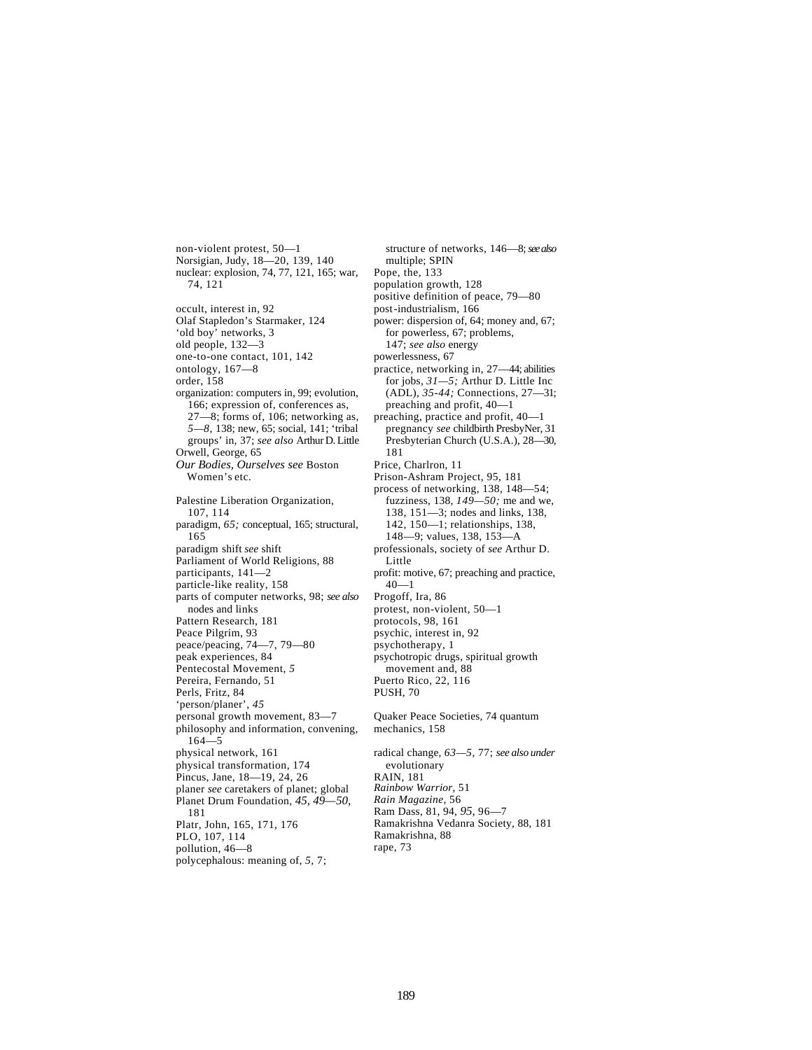non-violent protest, 50—1
Norsigian, Judy, 18—20, 139, 140
nuclear: explosion, 74, 77, 121, 165; war, 74, 121

occult, interest in, 92
Olaf Stapledon's Starmaker, 124
'old boy' networks, 3
old people, 132—3
one-to-one contact, 101, 142
ontology, 167—8
order, 158
organization: computers in, 99; evolution, 166; expression of, conferences as, 27—8; forms of, 106; networking as, *5—8*, 138; new, 65; social, 141; 'tribal groups' in, 37; *see also* Arthur D. Little
Orwell, George, 65
*Our Bodies, Ourselves see* Boston Women's etc.

Palestine Liberation Organization, 107, 114
paradigm, *65;* conceptual, 165; structural, 165
paradigm shift *see* shift
Parliament of World Religions, 88
participants, 141—2
particle-like reality, 158
parts of computer networks, 98; *see also* nodes and links
Pattern Research, 181
Peace Pilgrim, 93
peace/peacing, 74—7, 79—80
peak experiences, 84
Pentecostal Movement, *5*
Pereira, Fernando, 51
Perls, Fritz, 84
'person/planer', *45*
personal growth movement, 83—7
philosophy and information, convening, 164—5
physical network, 161
physical transformation, 174
Pincus, Jane, 18—19, 24, 26
planer *see* caretakers of planet; global
Planet Drum Foundation, *45, 49—50*, 181
Platr, John, 165, 171, 176
PLO, 107, 114
pollution, 46—8
polycephalous: meaning of, *5*, 7; structure of networks, 146—8; *see also* multiple; SPIN
Pope, the, 133
population growth, 128
positive definition of peace, 79—80
post-industrialism, 166
power: dispersion of, 64; money and, 67; for powerless, 67; problems, 147; *see also* energy
powerlessness, 67
practice, networking in, 27—44; abilities for jobs, *31—5;* Arthur D. Little Inc (ADL), *35-44;* Connections, 27—31; preaching and profit, 40—1
preaching, practice and profit, 40—1
pregnancy *see* childbirth PresbyNer, 31
Presbyterian Church (U.S.A.), 28—30, 181
Price, Charlron, 11
Prison-Ashram Project, 95, 181
process of networking, 138, 148—54; fuzziness, 138, *149—50;* me and we, 138, 151—3; nodes and links, 138, 142, 150—1; relationships, 138, 148—9; values, 138, 153—A
professionals, society of *see* Arthur D. Little
profit: motive, 67; preaching and practice, 40—1
Progoff, Ira, 86
protest, non-violent, 50—1
protocols, 98, 161
psychic, interest in, 92
psychotherapy, 1
psychotropic drugs, spiritual growth movement and, 88
Puerto Rico, 22, 116
PUSH, 70

Quaker Peace Societies, 74 quantum mechanics, 158

radical change, *63—5*, 77; *see also under* evolutionary
RAIN, 181
*Rainbow Warrior*, 51
*Rain Magazine*, 56
Ram Dass, 81, 94, *95*, 96—7
Ramakrishna Vedanra Society, 88, 181
Ramakrishna, 88
rape, 73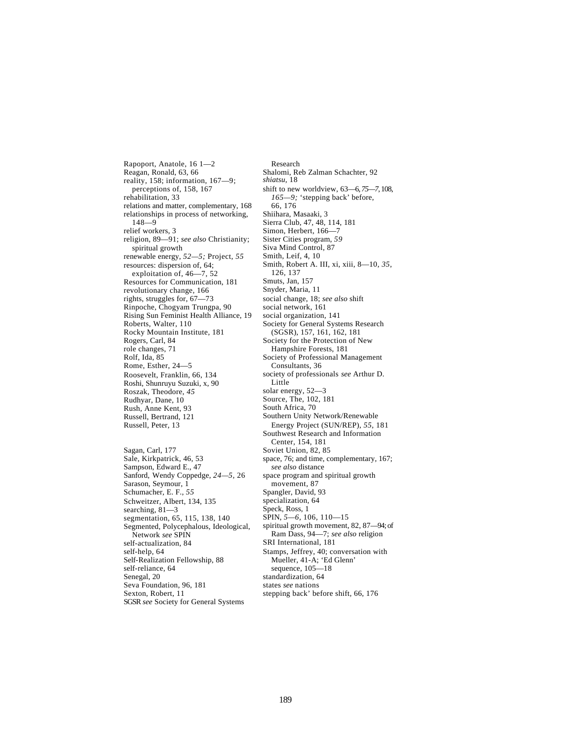Rapoport, Anatole, 16 1—2
Reagan, Ronald, 63, 66
reality, 158; information, 167—9; perceptions of, 158, 167
rehabilitation, 33
relations and matter, complementary, 168
relationships in process of networking, 148—9
relief workers, 3
religion, 89—91; *see also* Christianity; spiritual growth
renewable energy, *52—5;* Project, *55*
resources: dispersion of, 64; exploitation of, 46—7, 52
Resources for Communication, 181
revolutionary change, 166
rights, struggles for, 67—73
Rinpoche, Chogyam Trungpa, 90
Rising Sun Feminist Health Alliance, 19
Roberts, Walter, 110
Rocky Mountain Institute, 181
Rogers, Carl, 84
role changes, 71
Rolf, Ida, 85
Rome, Esther, 24—5
Roosevelt, Franklin, 66, 134
Roshi, Shunruyu Suzuki, x, 90
Roszak, Theodore, *45*
Rudhyar, Dane, 10
Rush, Anne Kent, 93
Russell, Bertrand, 121
Russell, Peter, 13

Sagan, Carl, 177
Sale, Kirkpatrick, 46, 53
Sampson, Edward E., 47
Sanford, Wendy Coppedge, *24—5,* 26
Sarason, Seymour, 1
Schumacher, E. F., *55*
Schweitzer, Albert, 134, 135
searching, 81—3
segmentation, 65, 115, 138, 140
Segmented, Polycephalous, Ideological, Network *see* SPIN
self-actualization, 84
self-help, 64
Self-Realization Fellowship, 88
self-reliance, 64
Senegal, 20
Seva Foundation, 96, 181
Sexton, Robert, 11
SGSR *see* Society for General Systems Research
Shalomi, Reb Zalman Schachter, 92
*shiatsu*, 18
shift to new worldview, 63—6, *75—7*, 108, *165—9;* 'stepping back' before, 66, 176
Shiihara, Masaaki, 3
Sierra Club, 47, 48, 114, 181
Simon, Herbert, 166—7
Sister Cities program, *59*
Siva Mind Control, 87
Smith, Leif, 4, 10
Smith, Robert A. III, xi, xiii, 8—10, *35*, 126, 137
Smuts, Jan, 157
Snyder, Maria, 11
social change, 18; *see also* shift
social network, 161
social organization, 141
Society for General Systems Research (SGSR), 157, 161, 162, 181
Society for the Protection of New Hampshire Forests, 181
Society of Professional Management Consultants, 36
society of professionals *see* Arthur D. Little
solar energy, 52—3
Source, The, 102, 181
South Africa, 70
Southern Unity Network/Renewable Energy Project (SUN/REP), *55,* 181
Southwest Research and Information Center, 154, 181
Soviet Union, 82, 85
space, 76; and time, complementary, 167; *see also* distance
space program and spiritual growth movement, 87
Spangler, David, 93
specialization, 64
Speck, Ross, 1
SPIN, *5—6,* 106, 110—15
spiritual growth movement, 82, 87—94; of Ram Dass, 94—7; *see also* religion
SRI International, 181
Stamps, Jeffrey, 40; conversation with Mueller, 41-A; 'Ed Glenn' sequence, 105—18
standardization, 64
states *see* nations
stepping back' before shift, 66, 176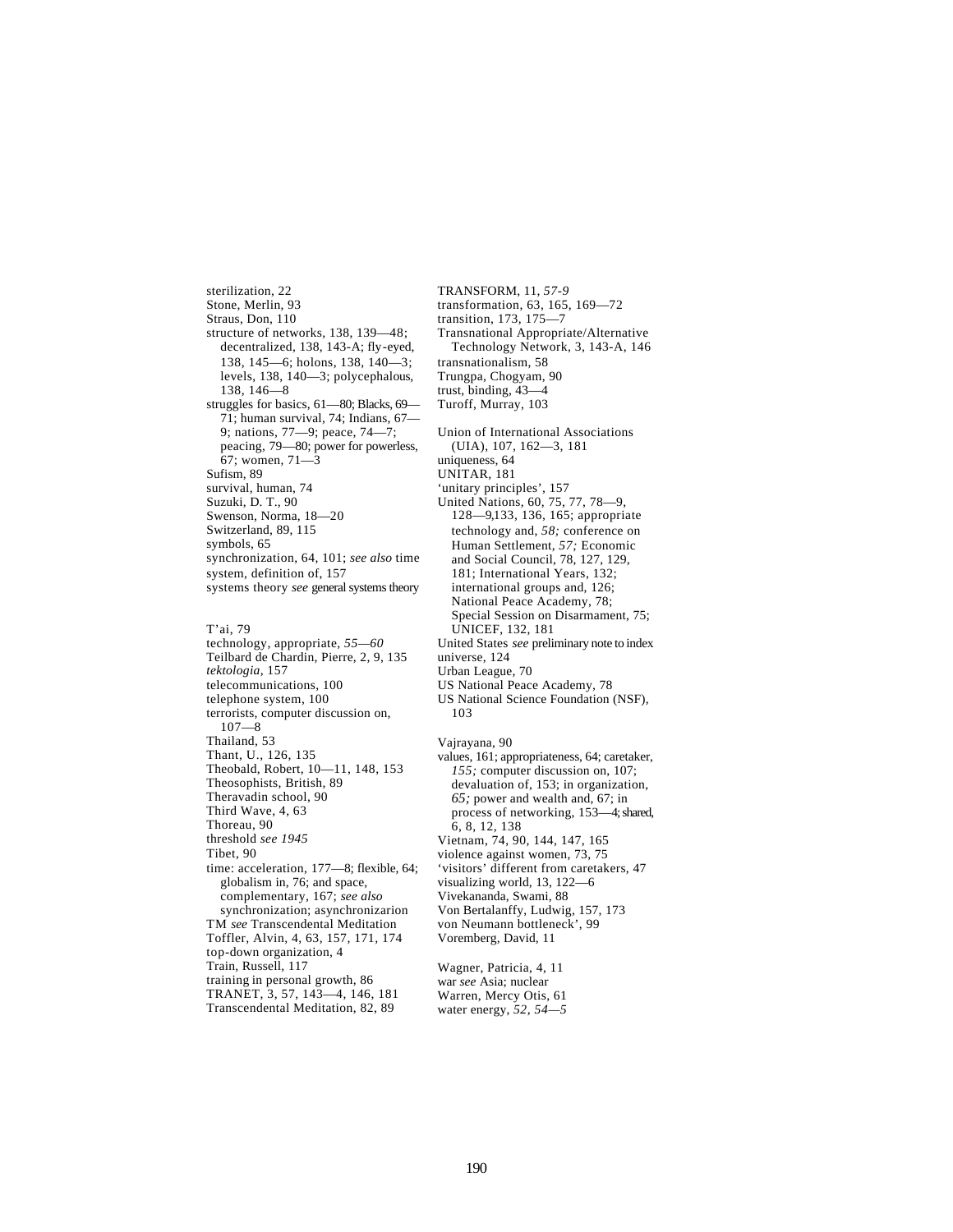sterilization, 22
Stone, Merlin, 93
Straus, Don, 110
structure of networks, 138, 139—48; decentralized, 138, 143-A; fly-eyed, 138, 145—6; holons, 138, 140—3; levels, 138, 140—3; polycephalous, 138, 146—8
struggles for basics, 61—80; Blacks, 69—71; human survival, 74; Indians, 67—9; nations, 77—9; peace, 74—7; peacing, 79—80; power for powerless, 67; women, 71—3
Sufism, 89
survival, human, 74
Suzuki, D. T., 90
Swenson, Norma, 18—20
Switzerland, 89, 115
symbols, 65
synchronization, 64, 101; *see also* time
system, definition of, 157
systems theory *see* general systems theory

T'ai, 79
technology, appropriate, *55—60*
Teilbard de Chardin, Pierre, 2, 9, 135
*tektologia,* 157
telecommunications, 100
telephone system, 100
terrorists, computer discussion on, 107—8
Thailand, 53
Thant, U., 126, 135
Theobald, Robert, 10—11, 148, 153
Theosophists, British, 89
Theravadin school, 90
Third Wave, 4, 63
Thoreau, 90
threshold *see 1945*
Tibet, 90
time: acceleration, 177—8; flexible, 64; globalism in, 76; and space, complementary, 167; *see also* synchronization; asynchronizarion
TM *see* Transcendental Meditation
Toffler, Alvin, 4, 63, 157, 171, 174
top-down organization, 4
Train, Russell, 117
training in personal growth, 86
TRANET, 3, 57, 143—4, 146, 181
Transcendental Meditation, 82, 89

TRANSFORM, 11, *57-9*
transformation, 63, 165, 169—72
transition, 173, 175—7
Transnational Appropriate/Alternative Technology Network, 3, 143-A, 146
transnationalism, 58
Trungpa, Chogyam, 90
trust, binding, 43—4
Turoff, Murray, 103

Union of International Associations (UIA), 107, 162—3, 181
uniqueness, 64
UNITAR, 181
'unitary principles', 157
United Nations, 60, 75, 77, 78—9, 128—9,133, 136, 165; appropriate technology and, *58;* conference on Human Settlement, *57;* Economic and Social Council, 78, 127, 129, 181; International Years, 132; international groups and, 126; National Peace Academy, 78; Special Session on Disarmament, 75; UNICEF, 132, 181
United States *see* preliminary note to index
universe, 124
Urban League, 70
US National Peace Academy, 78
US National Science Foundation (NSF), 103

Vajrayana, 90
values, 161; appropriateness, 64; caretaker, *155;* computer discussion on, 107; devaluation of, 153; in organization, *65;* power and wealth and, 67; in process of networking, 153—4; shared, 6, 8, 12, 138
Vietnam, 74, 90, 144, 147, 165
violence against women, 73, 75
'visitors' different from caretakers, 47
visualizing world, 13, 122—6
Vivekananda, Swami, 88
Von Bertalanffy, Ludwig, 157, 173
von Neumann bottleneck', 99
Voremberg, David, 11

Wagner, Patricia, 4, 11
war *see* Asia; nuclear
Warren, Mercy Otis, 61
water energy, *52, 54—5*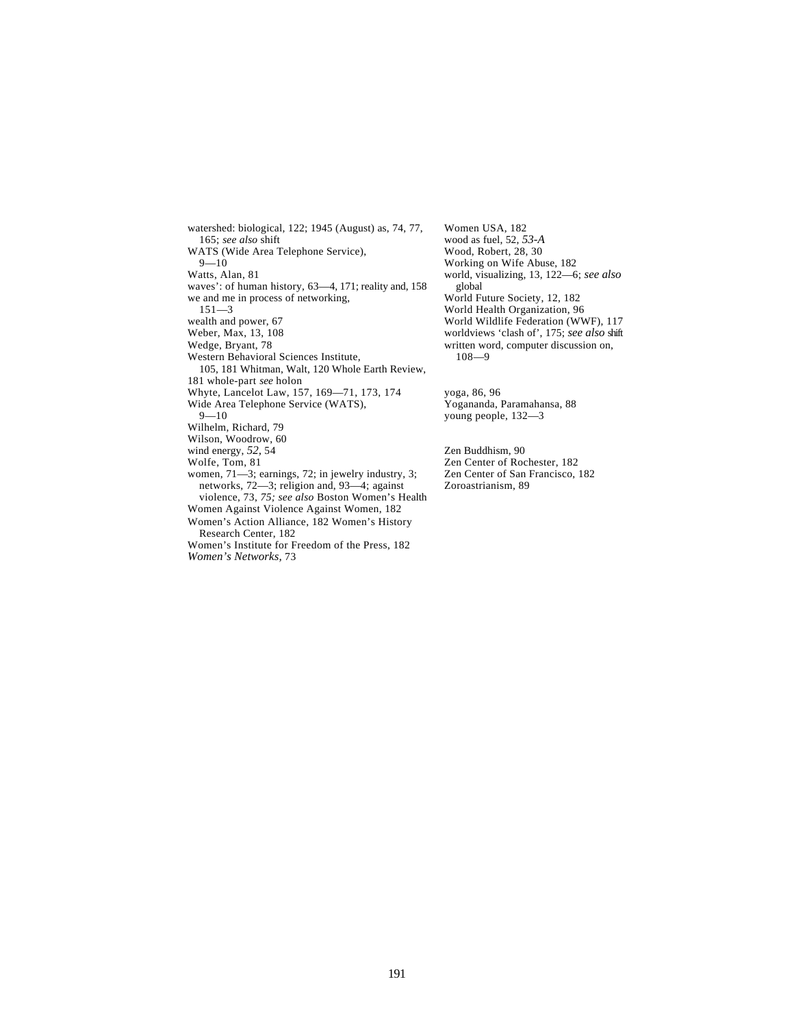watershed: biological, 122; 1945 (August) as, 74, 77, 165; *see also* shift
WATS (Wide Area Telephone Service), 9—10
Watts, Alan, 81
waves': of human history, 63—4, 171; reality and, 158
we and me in process of networking, 151—3
wealth and power, 67
Weber, Max, 13, 108
Wedge, Bryant, 78
Western Behavioral Sciences Institute, 105, 181 Whitman, Walt, 120 Whole Earth Review, 181 whole-part *see* holon
Whyte, Lancelot Law, 157, 169—71, 173, 174
Wide Area Telephone Service (WATS), 9—10
Wilhelm, Richard, 79
Wilson, Woodrow, 60
wind energy, *52*, 54
Wolfe, Tom, 81
women, 71—3; earnings, 72; in jewelry industry, 3; networks, 72—3; religion and, 93—4; against violence, 73, *75; see also* Boston Women's Health
Women Against Violence Against Women, 182
Women's Action Alliance, 182 Women's History Research Center, 182
Women's Institute for Freedom of the Press, 182
*Women's Networks*, 73
Women USA, 182
wood as fuel, 52, *53-A*
Wood, Robert, 28, 30
Working on Wife Abuse, 182
world, visualizing, 13, 122—6; *see also* global
World Future Society, 12, 182
World Health Organization, 96
World Wildlife Federation (WWF), 117
worldviews 'clash of', 175; *see also* shift
written word, computer discussion on, 108—9

yoga, 86, 96
Yogananda, Paramahansa, 88
young people, 132—3

Zen Buddhism, 90
Zen Center of Rochester, 182
Zen Center of San Francisco, 182
Zoroastrianism, 89